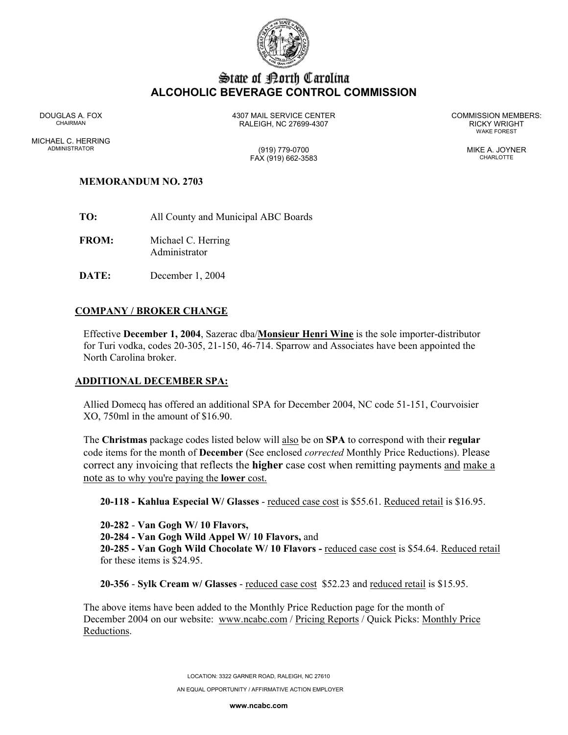# State of North Carolina
## ALCOHOLIC BEVERAGE CONTROL COMMISSION

DOUGLAS A. FOX
CHAIRMAN

MICHAEL C. HERRING
ADMINISTRATOR

4307 MAIL SERVICE CENTER
RALEIGH, NC 27699-4307

(919) 779-0700
FAX (919) 662-3583

COMMISSION MEMBERS:
RICKY WRIGHT
WAKE FOREST

MIKE A. JOYNER
CHARLOTTE

**MEMORANDUM NO. 2703**

**TO:** All County and Municipal ABC Boards

**FROM:** Michael C. Herring
Administrator

**DATE:** December 1, 2004

## COMPANY / BROKER CHANGE

Effective **December 1, 2004**, Sazerac dba/**Monsieur Henri Wine** is the sole importer-distributor for Turi vodka, codes 20-305, 21-150, 46-714. Sparrow and Associates have been appointed the North Carolina broker.

## ADDITIONAL DECEMBER SPA:

Allied Domecq has offered an additional SPA for December 2004, NC code 51-151, Courvoisier XO, 750ml in the amount of $16.90.

The **Christmas** package codes listed below will also be on **SPA** to correspond with their **regular** code items for the month of **December** (See enclosed *corrected* Monthly Price Reductions). Please correct any invoicing that reflects the **higher** case cost when remitting payments and make a note as to why you're paying the **lower** cost.

**20-118 - Kahlua Especial W/ Glasses** - reduced case cost is $55.61. Reduced retail is $16.95.

**20-282** - **Van Gogh W/ 10 Flavors,**
**20-284 - Van Gogh Wild Appel W/ 10 Flavors,** and
**20-285 - Van Gogh Wild Chocolate W/ 10 Flavors -** reduced case cost is $54.64. Reduced retail for these items is $24.95.

**20-356** - **Sylk Cream w/ Glasses** - reduced case cost $52.23 and reduced retail is $15.95.

The above items have been added to the Monthly Price Reduction page for the month of December 2004 on our website: www.ncabc.com / Pricing Reports / Quick Picks: Monthly Price Reductions.

LOCATION: 3322 GARNER ROAD, RALEIGH, NC 27610

AN EQUAL OPPORTUNITY / AFFIRMATIVE ACTION EMPLOYER

www.ncabc.com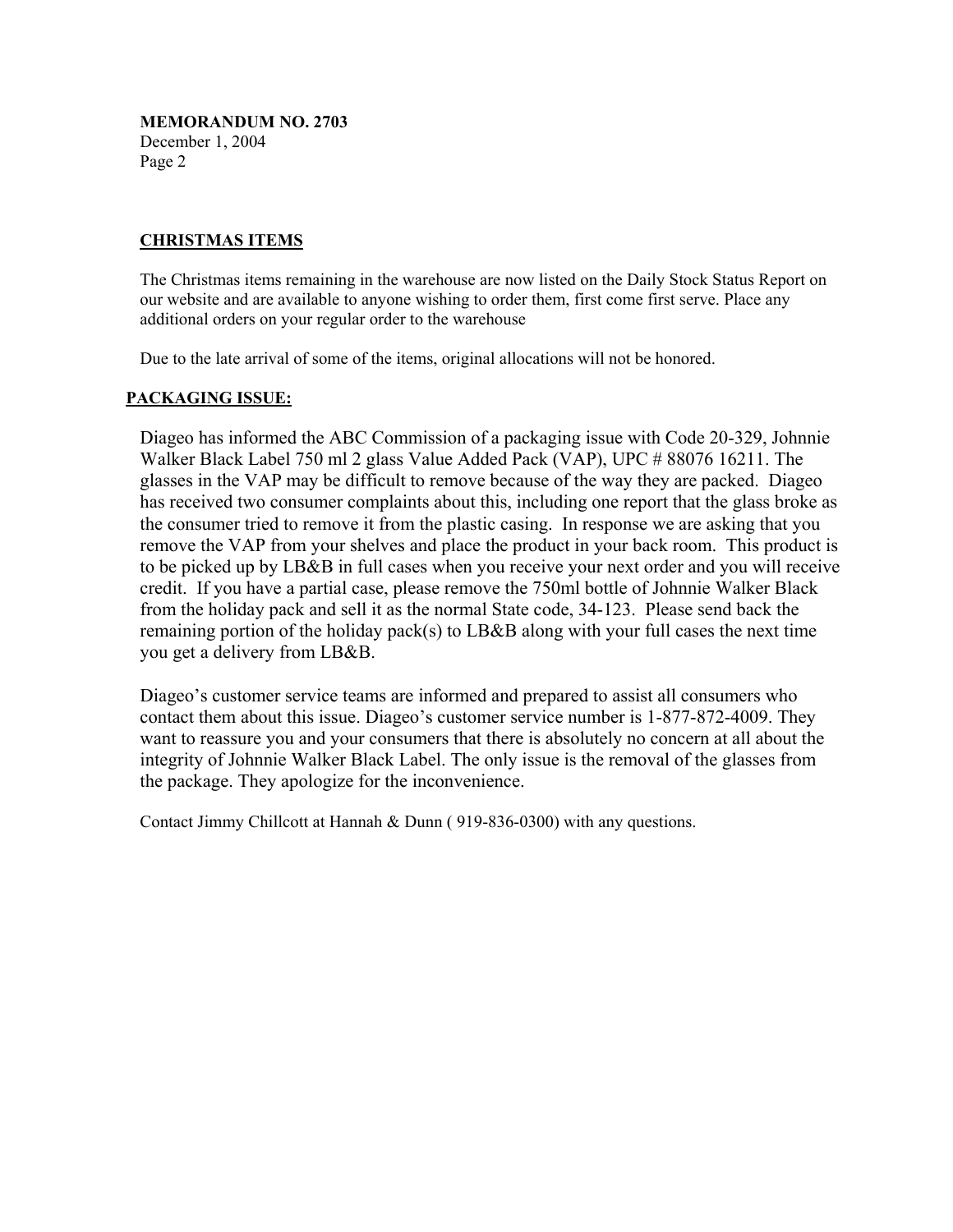**MEMORANDUM NO. 2703**
December 1, 2004
Page 2

## CHRISTMAS ITEMS

The Christmas items remaining in the warehouse are now listed on the Daily Stock Status Report on our website and are available to anyone wishing to order them, first come first serve. Place any additional orders on your regular order to the warehouse

Due to the late arrival of some of the items, original allocations will not be honored.

## PACKAGING ISSUE:

Diageo has informed the ABC Commission of a packaging issue with Code 20-329, Johnnie Walker Black Label 750 ml 2 glass Value Added Pack (VAP), UPC # 88076 16211. The glasses in the VAP may be difficult to remove because of the way they are packed. Diageo has received two consumer complaints about this, including one report that the glass broke as the consumer tried to remove it from the plastic casing. In response we are asking that you remove the VAP from your shelves and place the product in your back room. This product is to be picked up by LB&B in full cases when you receive your next order and you will receive credit. If you have a partial case, please remove the 750ml bottle of Johnnie Walker Black from the holiday pack and sell it as the normal State code, 34-123. Please send back the remaining portion of the holiday pack(s) to LB&B along with your full cases the next time you get a delivery from LB&B.

Diageo's customer service teams are informed and prepared to assist all consumers who contact them about this issue. Diageo's customer service number is 1-877-872-4009. They want to reassure you and your consumers that there is absolutely no concern at all about the integrity of Johnnie Walker Black Label. The only issue is the removal of the glasses from the package. They apologize for the inconvenience.

Contact Jimmy Chillcott at Hannah & Dunn ( 919-836-0300) with any questions.